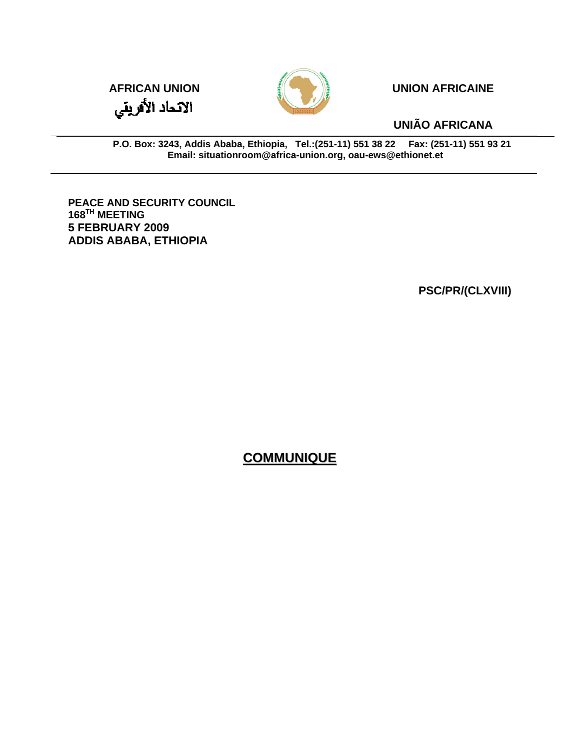**AFRICAN UNION**

الاتحاد الأفريقي

**UNION AFRICAINE**

**UNIÃO AFRICANA**

**P.O. Box: 3243, Addis Ababa, Ethiopia, Tel.:(251-11) 551 38 22 Fax: (251-11) 551 93 21**
**Email: situationroom@africa-union.org, oau-ews@ethionet.et**

**PEACE AND SECURITY COUNCIL**
**168TH MEETING**
**5 FEBRUARY 2009**
**ADDIS ABABA, ETHIOPIA**

**PSC/PR/(CLXVIII)**

# COMMUNIQUE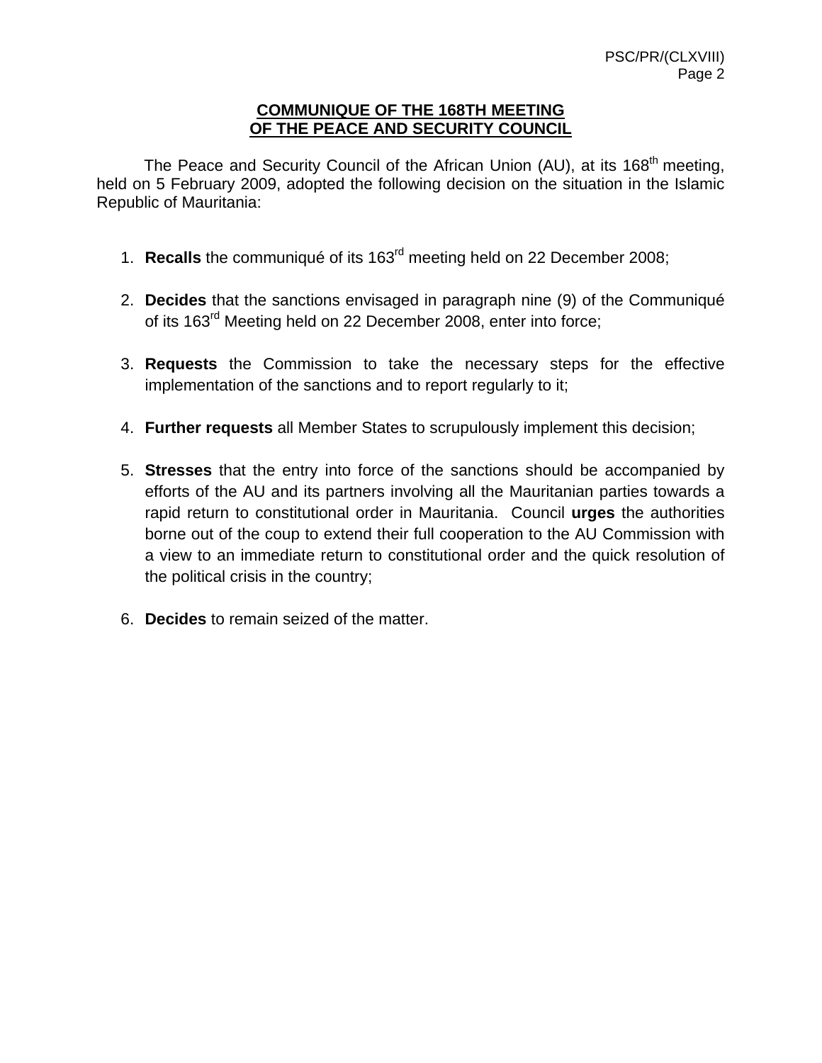## COMMUNIQUE OF THE 168TH MEETING OF THE PEACE AND SECURITY COUNCIL

The Peace and Security Council of the African Union (AU), at its 168th meeting, held on 5 February 2009, adopted the following decision on the situation in the Islamic Republic of Mauritania:

1. **Recalls** the communiqué of its 163rd meeting held on 22 December 2008;

2. **Decides** that the sanctions envisaged in paragraph nine (9) of the Communiqué of its 163rd Meeting held on 22 December 2008, enter into force;

3. **Requests** the Commission to take the necessary steps for the effective implementation of the sanctions and to report regularly to it;

4. **Further requests** all Member States to scrupulously implement this decision;

5. **Stresses** that the entry into force of the sanctions should be accompanied by efforts of the AU and its partners involving all the Mauritanian parties towards a rapid return to constitutional order in Mauritania. Council **urges** the authorities borne out of the coup to extend their full cooperation to the AU Commission with a view to an immediate return to constitutional order and the quick resolution of the political crisis in the country;

6. **Decides** to remain seized of the matter.